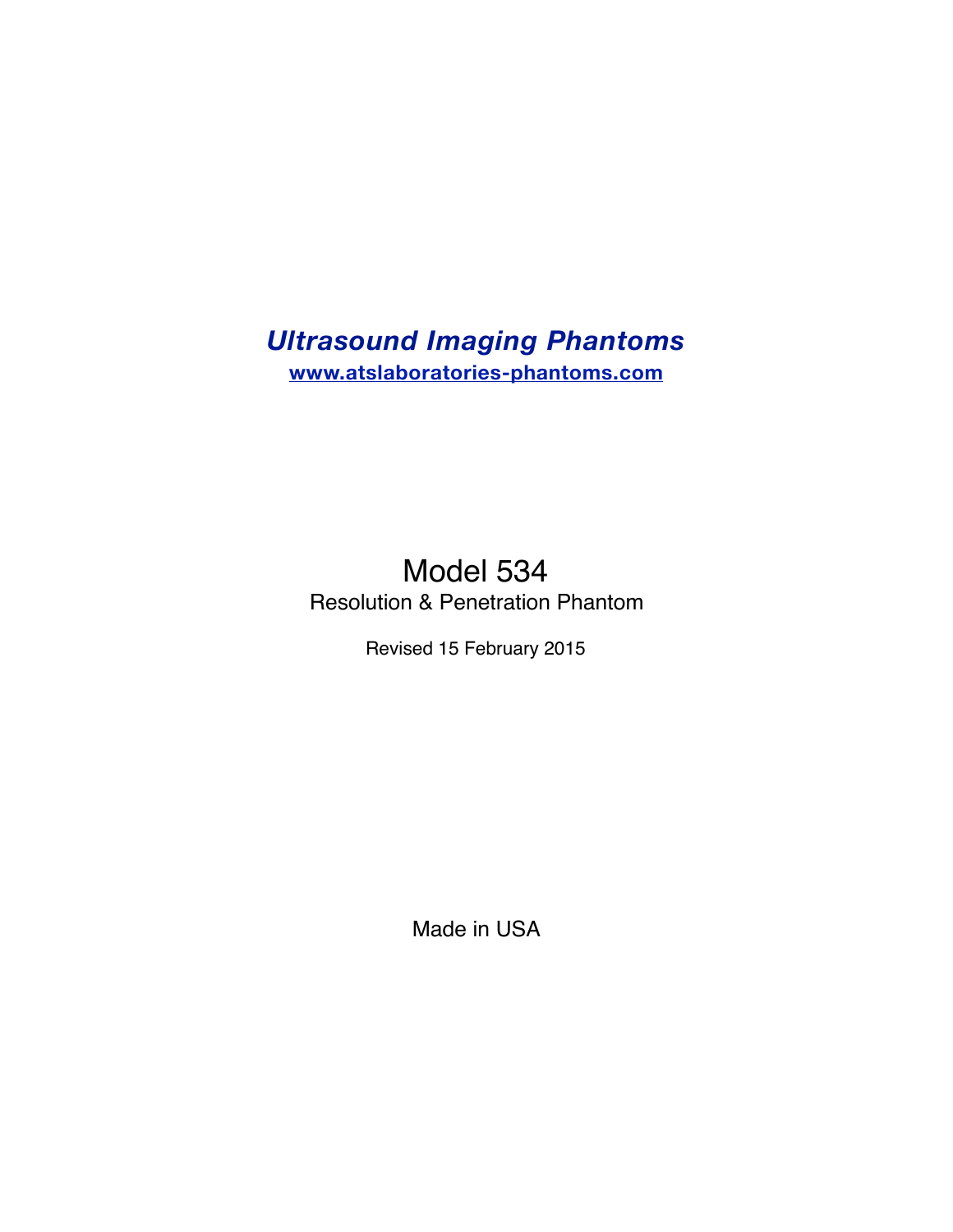# *Ultrasound Imaging Phantoms*

**[www.atslaboratories-phantoms.com](www.atslaboratories-phantoms.com)**

# Model 534

## Resolution & Penetration Phantom

Revised 15 February 2015

Made in USA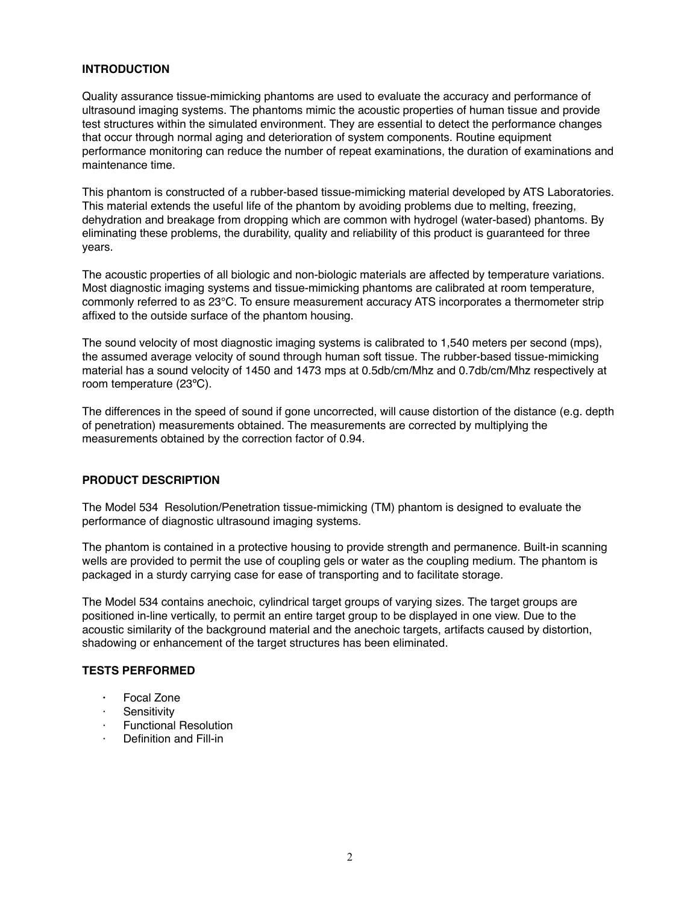## INTRODUCTION

Quality assurance tissue-mimicking phantoms are used to evaluate the accuracy and performance of ultrasound imaging systems. The phantoms mimic the acoustic properties of human tissue and provide test structures within the simulated environment. They are essential to detect the performance changes that occur through normal aging and deterioration of system components. Routine equipment performance monitoring can reduce the number of repeat examinations, the duration of examinations and maintenance time.

This phantom is constructed of a rubber-based tissue-mimicking material developed by ATS Laboratories. This material extends the useful life of the phantom by avoiding problems due to melting, freezing, dehydration and breakage from dropping which are common with hydrogel (water-based) phantoms. By eliminating these problems, the durability, quality and reliability of this product is guaranteed for three years.

The acoustic properties of all biologic and non-biologic materials are affected by temperature variations. Most diagnostic imaging systems and tissue-mimicking phantoms are calibrated at room temperature, commonly referred to as 23°C. To ensure measurement accuracy ATS incorporates a thermometer strip affixed to the outside surface of the phantom housing.

The sound velocity of most diagnostic imaging systems is calibrated to 1,540 meters per second (mps), the assumed average velocity of sound through human soft tissue. The rubber-based tissue-mimicking material has a sound velocity of 1450 and 1473 mps at 0.5db/cm/Mhz and 0.7db/cm/Mhz respectively at room temperature (23ºC).

The differences in the speed of sound if gone uncorrected, will cause distortion of the distance (e.g. depth of penetration) measurements obtained. The measurements are corrected by multiplying the measurements obtained by the correction factor of 0.94.

## PRODUCT DESCRIPTION

The Model 534 Resolution/Penetration tissue-mimicking (TM) phantom is designed to evaluate the performance of diagnostic ultrasound imaging systems.

The phantom is contained in a protective housing to provide strength and permanence. Built-in scanning wells are provided to permit the use of coupling gels or water as the coupling medium. The phantom is packaged in a sturdy carrying case for ease of transporting and to facilitate storage.

The Model 534 contains anechoic, cylindrical target groups of varying sizes. The target groups are positioned in-line vertically, to permit an entire target group to be displayed in one view. Due to the acoustic similarity of the background material and the anechoic targets, artifacts caused by distortion, shadowing or enhancement of the target structures has been eliminated.

## TESTS PERFORMED

- Focal Zone
- Sensitivity
- Functional Resolution
- Definition and Fill-in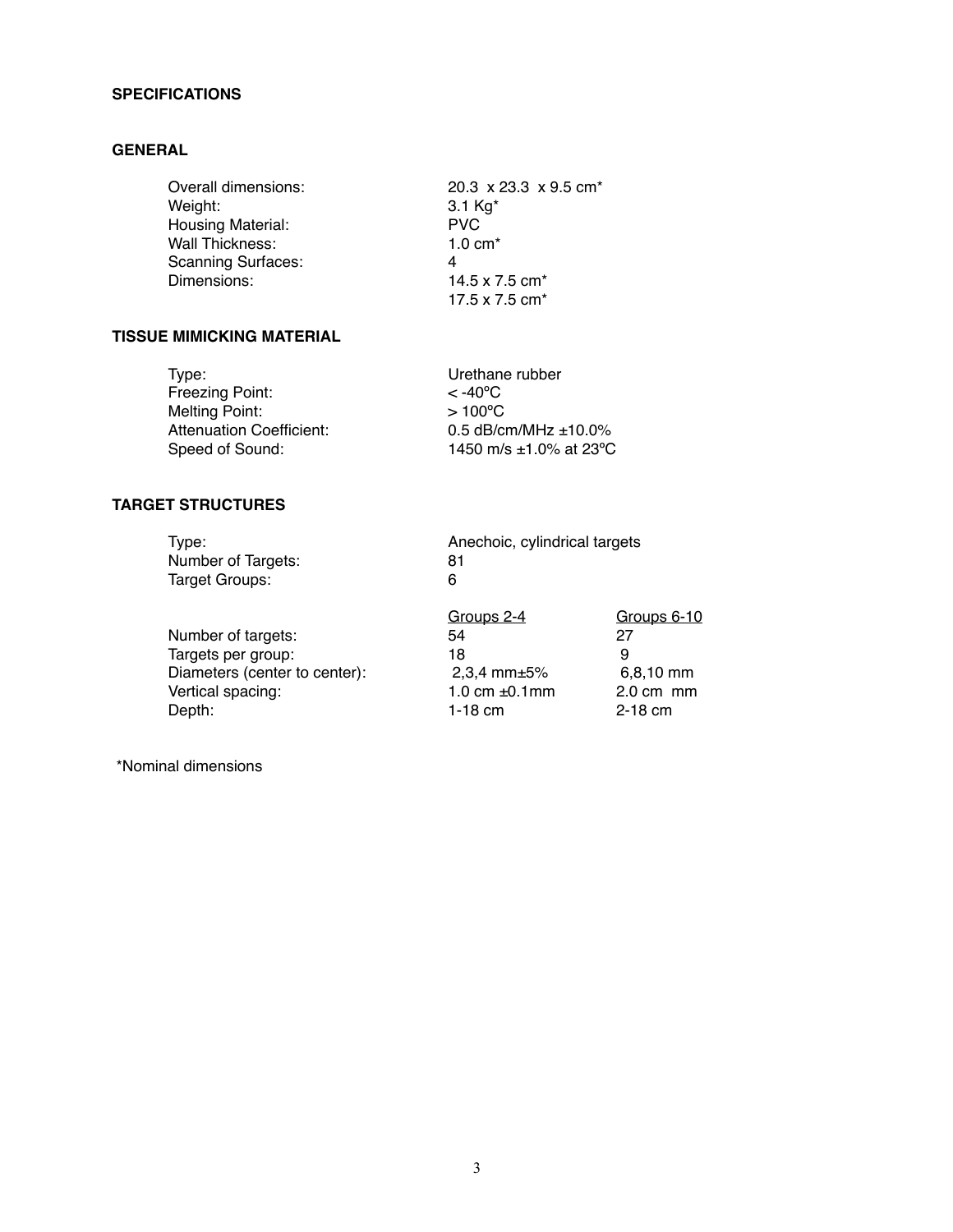# SPECIFICATIONS

## GENERAL

| | |
|---|---|
| Overall dimensions: | 20.3 x 23.3 x 9.5 cm* |
| Weight: | 3.1 Kg* |
| Housing Material: | PVC |
| Wall Thickness: | 1.0 cm* |
| Scanning Surfaces: | 4 |
| Dimensions: | 14.5 x 7.5 cm* |
| | 17.5 x 7.5 cm* |

## TISSUE MIMICKING MATERIAL

| | |
|---|---|
| Type: | Urethane rubber |
| Freezing Point: | < -40ºC |
| Melting Point: | > 100ºC |
| Attenuation Coefficient: | 0.5 dB/cm/MHz ±10.0% |
| Speed of Sound: | 1450 m/s ±1.0% at 23ºC |

## TARGET STRUCTURES

| | |
|---|---|
| Type: | Anechoic, cylindrical targets |
| Number of Targets: | 81 |
| Target Groups: | 6 |

| | Groups 2-4 | Groups 6-10 |
|---|---|---|
| Number of targets: | 54 | 27 |
| Targets per group: | 18 | 9 |
| Diameters (center to center): | 2,3,4 mm±5% | 6,8,10 mm |
| Vertical spacing: | 1.0 cm ±0.1mm | 2.0 cm mm |
| Depth: | 1-18 cm | 2-18 cm |

*Nominal dimensions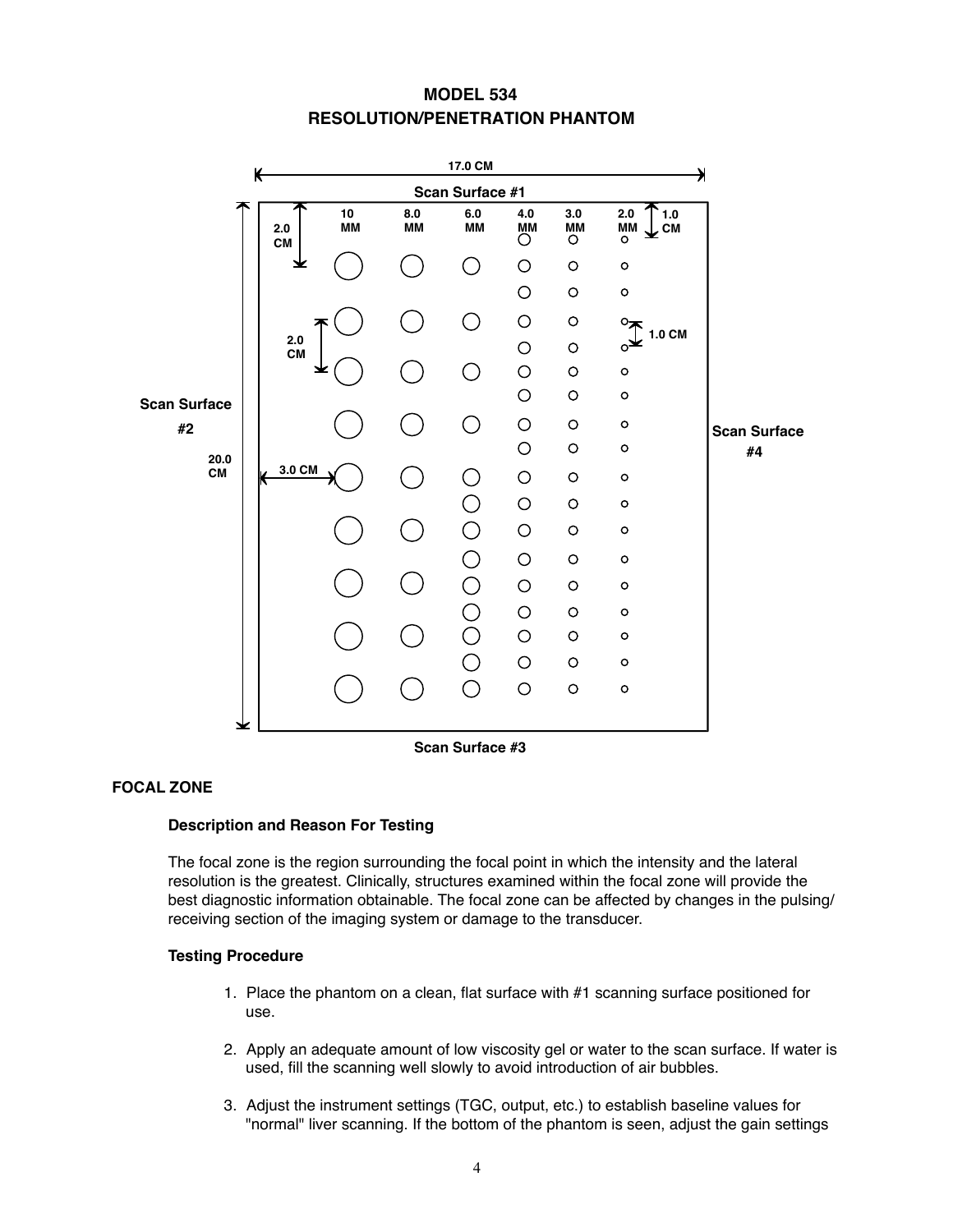# MODEL 534
# RESOLUTION/PENETRATION PHANTOM

17.0 CM

Scan Surface #1

10 MM | 8.0 MM | 6.0 MM | 4.0 MM | 3.0 MM | 2.0 MM

2.0 CM | 1.0 CM | 2.0 CM | 1.0 CM | 3.0 CM | 20.0 CM

Scan Surface #2

Scan Surface #4

Scan Surface #3

## FOCAL ZONE

### Description and Reason For Testing

The focal zone is the region surrounding the focal point in which the intensity and the lateral resolution is the greatest. Clinically, structures examined within the focal zone will provide the best diagnostic information obtainable. The focal zone can be affected by changes in the pulsing/receiving section of the imaging system or damage to the transducer.

### Testing Procedure

1. Place the phantom on a clean, flat surface with #1 scanning surface positioned for use.

2. Apply an adequate amount of low viscosity gel or water to the scan surface. If water is used, fill the scanning well slowly to avoid introduction of air bubbles.

3. Adjust the instrument settings (TGC, output, etc.) to establish baseline values for "normal" liver scanning. If the bottom of the phantom is seen, adjust the gain settings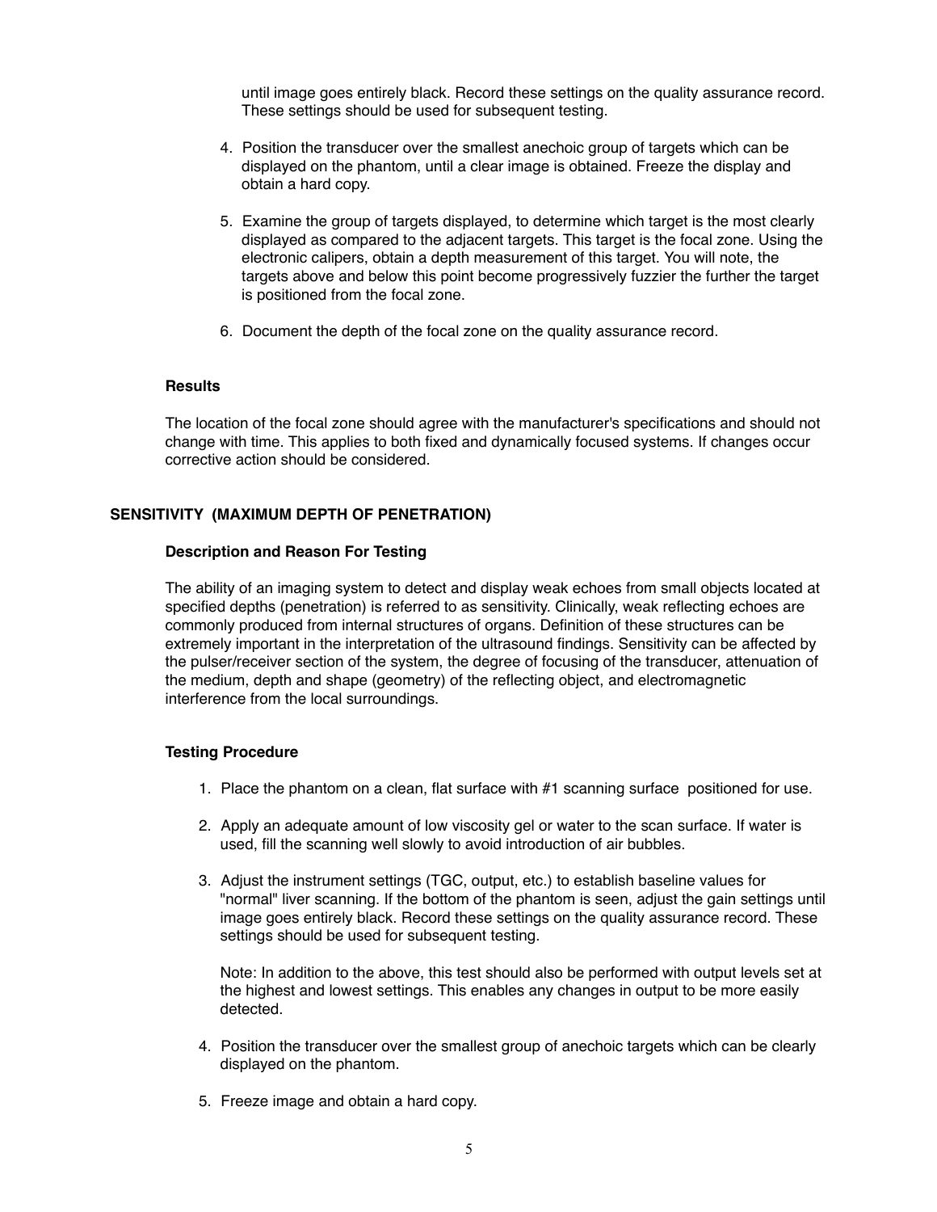until image goes entirely black. Record these settings on the quality assurance record. These settings should be used for subsequent testing.

4. Position the transducer over the smallest anechoic group of targets which can be displayed on the phantom, until a clear image is obtained. Freeze the display and obtain a hard copy.

5. Examine the group of targets displayed, to determine which target is the most clearly displayed as compared to the adjacent targets. This target is the focal zone. Using the electronic calipers, obtain a depth measurement of this target. You will note, the targets above and below this point become progressively fuzzier the further the target is positioned from the focal zone.

6. Document the depth of the focal zone on the quality assurance record.

### Results

The location of the focal zone should agree with the manufacturer's specifications and should not change with time. This applies to both fixed and dynamically focused systems. If changes occur corrective action should be considered.

## SENSITIVITY (MAXIMUM DEPTH OF PENETRATION)

### Description and Reason For Testing

The ability of an imaging system to detect and display weak echoes from small objects located at specified depths (penetration) is referred to as sensitivity. Clinically, weak reflecting echoes are commonly produced from internal structures of organs. Definition of these structures can be extremely important in the interpretation of the ultrasound findings. Sensitivity can be affected by the pulser/receiver section of the system, the degree of focusing of the transducer, attenuation of the medium, depth and shape (geometry) of the reflecting object, and electromagnetic interference from the local surroundings.

### Testing Procedure

1. Place the phantom on a clean, flat surface with #1 scanning surface positioned for use.

2. Apply an adequate amount of low viscosity gel or water to the scan surface. If water is used, fill the scanning well slowly to avoid introduction of air bubbles.

3. Adjust the instrument settings (TGC, output, etc.) to establish baseline values for "normal" liver scanning. If the bottom of the phantom is seen, adjust the gain settings until image goes entirely black. Record these settings on the quality assurance record. These settings should be used for subsequent testing.

   Note: In addition to the above, this test should also be performed with output levels set at the highest and lowest settings. This enables any changes in output to be more easily detected.

4. Position the transducer over the smallest group of anechoic targets which can be clearly displayed on the phantom.

5. Freeze image and obtain a hard copy.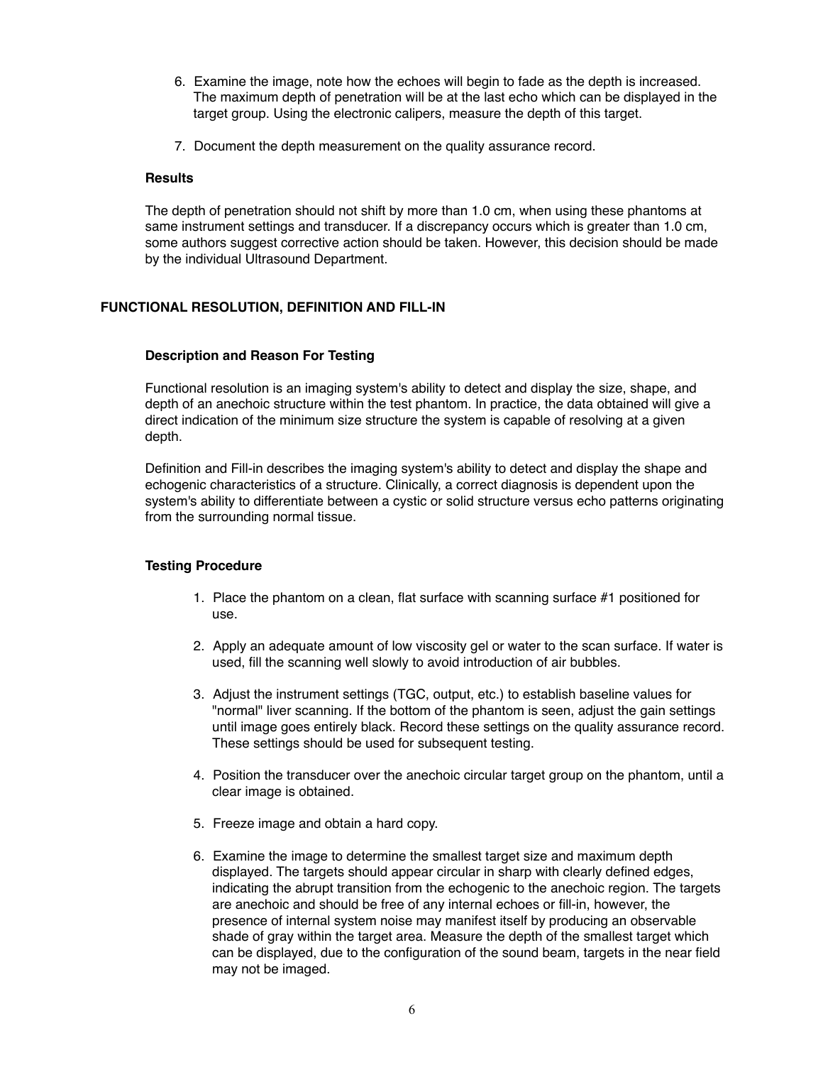6. Examine the image, note how the echoes will begin to fade as the depth is increased. The maximum depth of penetration will be at the last echo which can be displayed in the target group. Using the electronic calipers, measure the depth of this target.

7. Document the depth measurement on the quality assurance record.

### Results

The depth of penetration should not shift by more than 1.0 cm, when using these phantoms at same instrument settings and transducer. If a discrepancy occurs which is greater than 1.0 cm, some authors suggest corrective action should be taken. However, this decision should be made by the individual Ultrasound Department.

## FUNCTIONAL RESOLUTION, DEFINITION AND FILL-IN

### Description and Reason For Testing

Functional resolution is an imaging system's ability to detect and display the size, shape, and depth of an anechoic structure within the test phantom. In practice, the data obtained will give a direct indication of the minimum size structure the system is capable of resolving at a given depth.

Definition and Fill-in describes the imaging system's ability to detect and display the shape and echogenic characteristics of a structure. Clinically, a correct diagnosis is dependent upon the system's ability to differentiate between a cystic or solid structure versus echo patterns originating from the surrounding normal tissue.

### Testing Procedure

1. Place the phantom on a clean, flat surface with scanning surface #1 positioned for use.

2. Apply an adequate amount of low viscosity gel or water to the scan surface. If water is used, fill the scanning well slowly to avoid introduction of air bubbles.

3. Adjust the instrument settings (TGC, output, etc.) to establish baseline values for "normal" liver scanning. If the bottom of the phantom is seen, adjust the gain settings until image goes entirely black. Record these settings on the quality assurance record. These settings should be used for subsequent testing.

4. Position the transducer over the anechoic circular target group on the phantom, until a clear image is obtained.

5. Freeze image and obtain a hard copy.

6. Examine the image to determine the smallest target size and maximum depth displayed. The targets should appear circular in sharp with clearly defined edges, indicating the abrupt transition from the echogenic to the anechoic region. The targets are anechoic and should be free of any internal echoes or fill-in, however, the presence of internal system noise may manifest itself by producing an observable shade of gray within the target area. Measure the depth of the smallest target which can be displayed, due to the configuration of the sound beam, targets in the near field may not be imaged.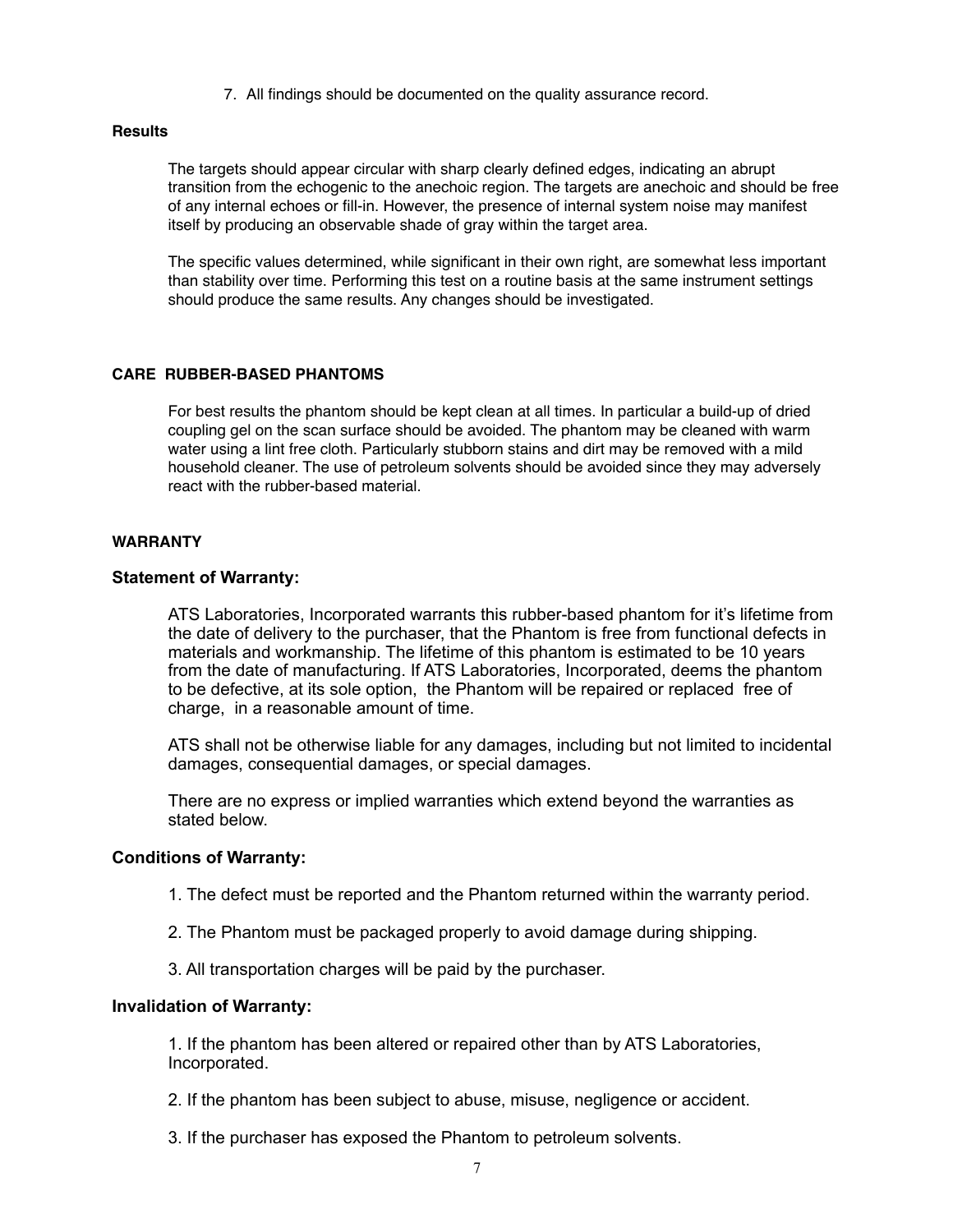7. All findings should be documented on the quality assurance record.

**Results**

The targets should appear circular with sharp clearly defined edges, indicating an abrupt transition from the echogenic to the anechoic region. The targets are anechoic and should be free of any internal echoes or fill-in. However, the presence of internal system noise may manifest itself by producing an observable shade of gray within the target area.

The specific values determined, while significant in their own right, are somewhat less important than stability over time. Performing this test on a routine basis at the same instrument settings should produce the same results. Any changes should be investigated.

**CARE RUBBER-BASED PHANTOMS**

For best results the phantom should be kept clean at all times. In particular a build-up of dried coupling gel on the scan surface should be avoided. The phantom may be cleaned with warm water using a lint free cloth. Particularly stubborn stains and dirt may be removed with a mild household cleaner. The use of petroleum solvents should be avoided since they may adversely react with the rubber-based material.

**WARRANTY**

**Statement of Warranty:**

ATS Laboratories, Incorporated warrants this rubber-based phantom for it's lifetime from the date of delivery to the purchaser, that the Phantom is free from functional defects in materials and workmanship. The lifetime of this phantom is estimated to be 10 years from the date of manufacturing. If ATS Laboratories, Incorporated, deems the phantom to be defective, at its sole option, the Phantom will be repaired or replaced free of charge, in a reasonable amount of time.

ATS shall not be otherwise liable for any damages, including but not limited to incidental damages, consequential damages, or special damages.

There are no express or implied warranties which extend beyond the warranties as stated below.

**Conditions of Warranty:**

1. The defect must be reported and the Phantom returned within the warranty period.

2. The Phantom must be packaged properly to avoid damage during shipping.

3. All transportation charges will be paid by the purchaser.

**Invalidation of Warranty:**

1. If the phantom has been altered or repaired other than by ATS Laboratories, Incorporated.

2. If the phantom has been subject to abuse, misuse, negligence or accident.

3. If the purchaser has exposed the Phantom to petroleum solvents.